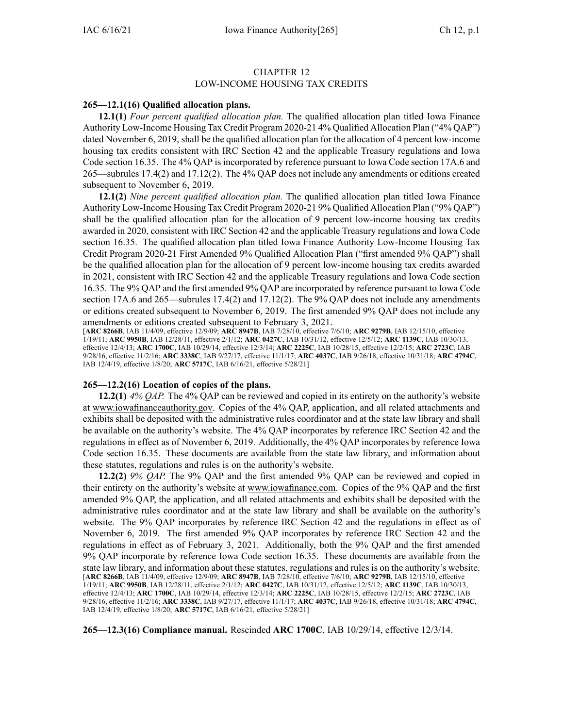# CHAPTER 12
## LOW-INCOME HOUSING TAX CREDITS

**265—12.1(16) Qualified allocation plans.**

**12.1(1)** *Four percent qualified allocation plan.* The qualified allocation plan titled Iowa Finance Authority Low-Income Housing Tax Credit Program 2020-21 4% Qualified Allocation Plan ("4% QAP") dated November 6, 2019, shall be the qualified allocation plan for the allocation of 4 percent low-income housing tax credits consistent with IRC Section 42 and the applicable Treasury regulations and Iowa Code section 16.35. The 4% QAP is incorporated by reference pursuant to Iowa Code section 17A.6 and 265—subrules 17.4(2) and 17.12(2). The 4% QAP does not include any amendments or editions created subsequent to November 6, 2019.

**12.1(2)** *Nine percent qualified allocation plan.* The qualified allocation plan titled Iowa Finance Authority Low-Income Housing Tax Credit Program 2020-21 9% Qualified Allocation Plan ("9% QAP") shall be the qualified allocation plan for the allocation of 9 percent low-income housing tax credits awarded in 2020, consistent with IRC Section 42 and the applicable Treasury regulations and Iowa Code section 16.35. The qualified allocation plan titled Iowa Finance Authority Low-Income Housing Tax Credit Program 2020-21 First Amended 9% Qualified Allocation Plan ("first amended 9% QAP") shall be the qualified allocation plan for the allocation of 9 percent low-income housing tax credits awarded in 2021, consistent with IRC Section 42 and the applicable Treasury regulations and Iowa Code section 16.35. The 9% QAP and the first amended 9% QAP are incorporated by reference pursuant to Iowa Code section 17A.6 and 265—subrules 17.4(2) and 17.12(2). The 9% QAP does not include any amendments or editions created subsequent to November 6, 2019. The first amended 9% QAP does not include any amendments or editions created subsequent to February 3, 2021.

[**ARC 8266B**, IAB 11/4/09, effective 12/9/09; **ARC 8947B**, IAB 7/28/10, effective 7/6/10; **ARC 9279B**, IAB 12/15/10, effective 1/19/11; **ARC 9950B**, IAB 12/28/11, effective 2/1/12; **ARC 0427C**, IAB 10/31/12, effective 12/5/12; **ARC 1139C**, IAB 10/30/13, effective 12/4/13; **ARC 1700C**, IAB 10/29/14, effective 12/3/14; **ARC 2225C**, IAB 10/28/15, effective 12/2/15; **ARC 2723C**, IAB 9/28/16, effective 11/2/16; **ARC 3338C**, IAB 9/27/17, effective 11/1/17; **ARC 4037C**, IAB 9/26/18, effective 10/31/18; **ARC 4794C**, IAB 12/4/19, effective 1/8/20; **ARC 5717C**, IAB 6/16/21, effective 5/28/21]

**265—12.2(16) Location of copies of the plans.**

**12.2(1)** *4% QAP.* The 4% QAP can be reviewed and copied in its entirety on the authority's website at www.iowafinanceauthority.gov. Copies of the 4% QAP, application, and all related attachments and exhibits shall be deposited with the administrative rules coordinator and at the state law library and shall be available on the authority's website. The 4% QAP incorporates by reference IRC Section 42 and the regulations in effect as of November 6, 2019. Additionally, the 4% QAP incorporates by reference Iowa Code section 16.35. These documents are available from the state law library, and information about these statutes, regulations and rules is on the authority's website.

**12.2(2)** *9% QAP.* The 9% QAP and the first amended 9% QAP can be reviewed and copied in their entirety on the authority's website at www.iowafinance.com. Copies of the 9% QAP and the first amended 9% QAP, the application, and all related attachments and exhibits shall be deposited with the administrative rules coordinator and at the state law library and shall be available on the authority's website. The 9% QAP incorporates by reference IRC Section 42 and the regulations in effect as of November 6, 2019. The first amended 9% QAP incorporates by reference IRC Section 42 and the regulations in effect as of February 3, 2021. Additionally, both the 9% QAP and the first amended 9% QAP incorporate by reference Iowa Code section 16.35. These documents are available from the state law library, and information about these statutes, regulations and rules is on the authority's website.

[**ARC 8266B**, IAB 11/4/09, effective 12/9/09; **ARC 8947B**, IAB 7/28/10, effective 7/6/10; **ARC 9279B**, IAB 12/15/10, effective 1/19/11; **ARC 9950B**, IAB 12/28/11, effective 2/1/12; **ARC 0427C**, IAB 10/31/12, effective 12/5/12; **ARC 1139C**, IAB 10/30/13, effective 12/4/13; **ARC 1700C**, IAB 10/29/14, effective 12/3/14; **ARC 2225C**, IAB 10/28/15, effective 12/2/15; **ARC 2723C**, IAB 9/28/16, effective 11/2/16; **ARC 3338C**, IAB 9/27/17, effective 11/1/17; **ARC 4037C**, IAB 9/26/18, effective 10/31/18; **ARC 4794C**, IAB 12/4/19, effective 1/8/20; **ARC 5717C**, IAB 6/16/21, effective 5/28/21]

**265—12.3(16) Compliance manual.** Rescinded **ARC 1700C**, IAB 10/29/14, effective 12/3/14.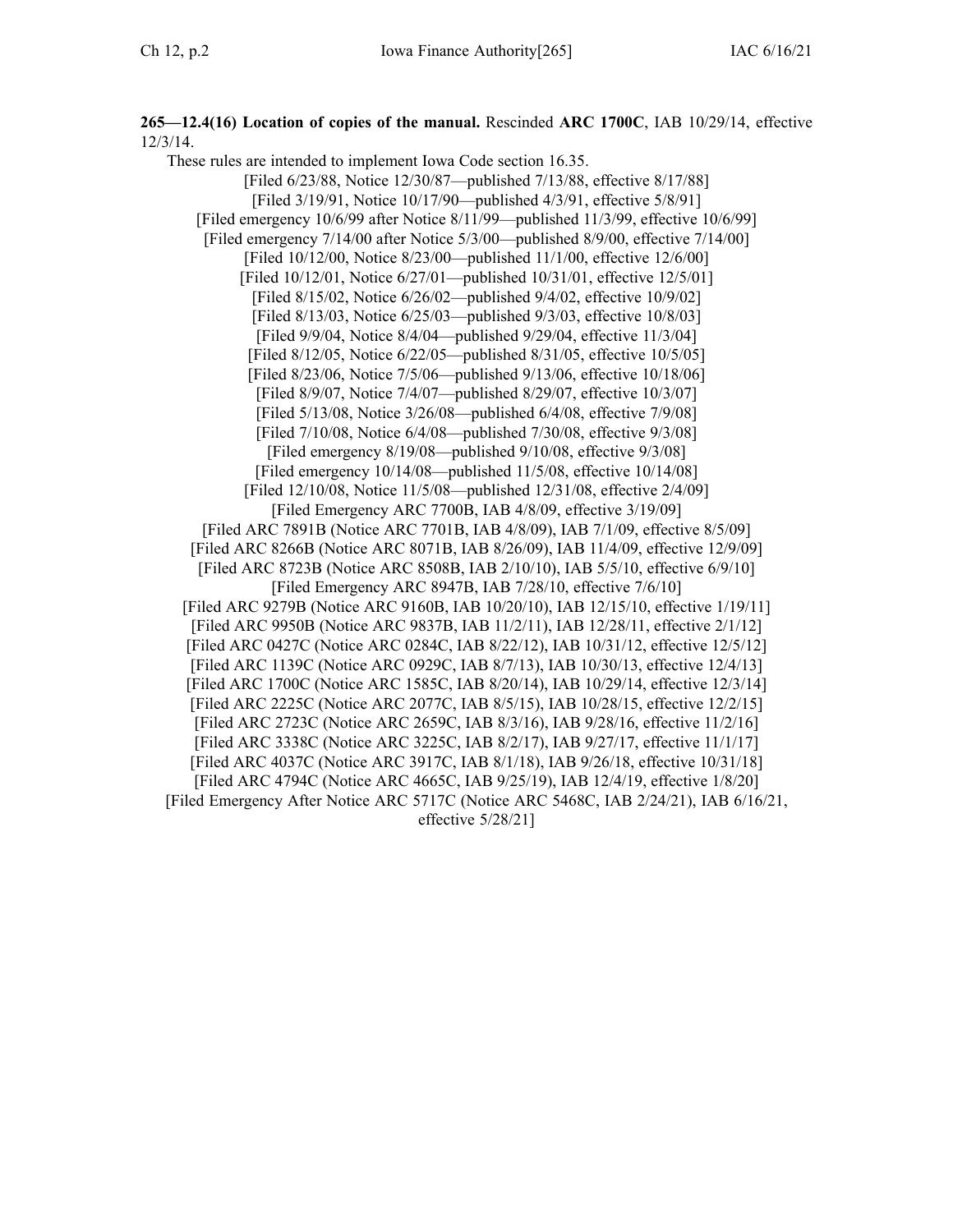**265—12.4(16) Location of copies of the manual.** Rescinded **ARC 1700C**, IAB 10/29/14, effective 12/3/14.

These rules are intended to implement Iowa Code section 16.35.

[Filed 6/23/88, Notice 12/30/87—published 7/13/88, effective 8/17/88]
[Filed 3/19/91, Notice 10/17/90—published 4/3/91, effective 5/8/91]
[Filed emergency 10/6/99 after Notice 8/11/99—published 11/3/99, effective 10/6/99]
[Filed emergency 7/14/00 after Notice 5/3/00—published 8/9/00, effective 7/14/00]
[Filed 10/12/00, Notice 8/23/00—published 11/1/00, effective 12/6/00]
[Filed 10/12/01, Notice 6/27/01—published 10/31/01, effective 12/5/01]
[Filed 8/15/02, Notice 6/26/02—published 9/4/02, effective 10/9/02]
[Filed 8/13/03, Notice 6/25/03—published 9/3/03, effective 10/8/03]
[Filed 9/9/04, Notice 8/4/04—published 9/29/04, effective 11/3/04]
[Filed 8/12/05, Notice 6/22/05—published 8/31/05, effective 10/5/05]
[Filed 8/23/06, Notice 7/5/06—published 9/13/06, effective 10/18/06]
[Filed 8/9/07, Notice 7/4/07—published 8/29/07, effective 10/3/07]
[Filed 5/13/08, Notice 3/26/08—published 6/4/08, effective 7/9/08]
[Filed 7/10/08, Notice 6/4/08—published 7/30/08, effective 9/3/08]
[Filed emergency 8/19/08—published 9/10/08, effective 9/3/08]
[Filed emergency 10/14/08—published 11/5/08, effective 10/14/08]
[Filed 12/10/08, Notice 11/5/08—published 12/31/08, effective 2/4/09]
[Filed Emergency ARC 7700B, IAB 4/8/09, effective 3/19/09]
[Filed ARC 7891B (Notice ARC 7701B, IAB 4/8/09), IAB 7/1/09, effective 8/5/09]
[Filed ARC 8266B (Notice ARC 8071B, IAB 8/26/09), IAB 11/4/09, effective 12/9/09]
[Filed ARC 8723B (Notice ARC 8508B, IAB 2/10/10), IAB 5/5/10, effective 6/9/10]
[Filed Emergency ARC 8947B, IAB 7/28/10, effective 7/6/10]
[Filed ARC 9279B (Notice ARC 9160B, IAB 10/20/10), IAB 12/15/10, effective 1/19/11]
[Filed ARC 9950B (Notice ARC 9837B, IAB 11/2/11), IAB 12/28/11, effective 2/1/12]
[Filed ARC 0427C (Notice ARC 0284C, IAB 8/22/12), IAB 10/31/12, effective 12/5/12]
[Filed ARC 1139C (Notice ARC 0929C, IAB 8/7/13), IAB 10/30/13, effective 12/4/13]
[Filed ARC 1700C (Notice ARC 1585C, IAB 8/20/14), IAB 10/29/14, effective 12/3/14]
[Filed ARC 2225C (Notice ARC 2077C, IAB 8/5/15), IAB 10/28/15, effective 12/2/15]
[Filed ARC 2723C (Notice ARC 2659C, IAB 8/3/16), IAB 9/28/16, effective 11/2/16]
[Filed ARC 3338C (Notice ARC 3225C, IAB 8/2/17), IAB 9/27/17, effective 11/1/17]
[Filed ARC 4037C (Notice ARC 3917C, IAB 8/1/18), IAB 9/26/18, effective 10/31/18]
[Filed ARC 4794C (Notice ARC 4665C, IAB 9/25/19), IAB 12/4/19, effective 1/8/20]
[Filed Emergency After Notice ARC 5717C (Notice ARC 5468C, IAB 2/24/21), IAB 6/16/21, effective 5/28/21]